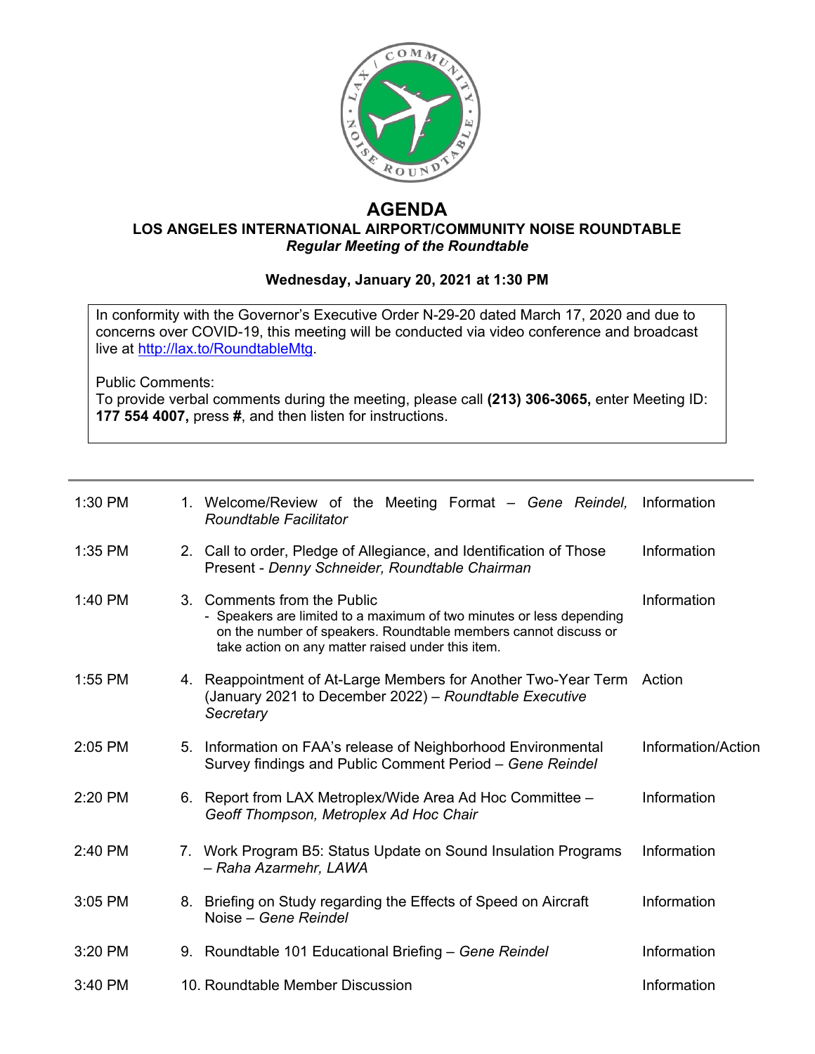# AGENDA

## LOS ANGELES INTERNATIONAL AIRPORT/COMMUNITY NOISE ROUNDTABLE

*Regular Meeting of the Roundtable*

**Wednesday, January 20, 2021 at 1:30 PM**

In conformity with the Governor's Executive Order N-29-20 dated March 17, 2020 and due to concerns over COVID-19, this meeting will be conducted via video conference and broadcast live at http://lax.to/RoundtableMtg.

Public Comments:
To provide verbal comments during the meeting, please call **(213) 306-3065,** enter Meeting ID: **177 554 4007,** press **#**, and then listen for instructions.

| Time | Item | Type |
|---|---|---|
| 1:30 PM | 1. Welcome/Review of the Meeting Format – *Gene Reindel, Roundtable Facilitator* | Information |
| 1:35 PM | 2. Call to order, Pledge of Allegiance, and Identification of Those Present - *Denny Schneider, Roundtable Chairman* | Information |
| 1:40 PM | 3. Comments from the Public<br>- Speakers are limited to a maximum of two minutes or less depending on the number of speakers. Roundtable members cannot discuss or take action on any matter raised under this item. | Information |
| 1:55 PM | 4. Reappointment of At-Large Members for Another Two-Year Term (January 2021 to December 2022) – *Roundtable Executive Secretary* | Action |
| 2:05 PM | 5. Information on FAA's release of Neighborhood Environmental Survey findings and Public Comment Period – *Gene Reindel* | Information/Action |
| 2:20 PM | 6. Report from LAX Metroplex/Wide Area Ad Hoc Committee – *Geoff Thompson, Metroplex Ad Hoc Chair* | Information |
| 2:40 PM | 7. Work Program B5: Status Update on Sound Insulation Programs – *Raha Azarmehr, LAWA* | Information |
| 3:05 PM | 8. Briefing on Study regarding the Effects of Speed on Aircraft Noise – *Gene Reindel* | Information |
| 3:20 PM | 9. Roundtable 101 Educational Briefing – *Gene Reindel* | Information |
| 3:40 PM | 10. Roundtable Member Discussion | Information |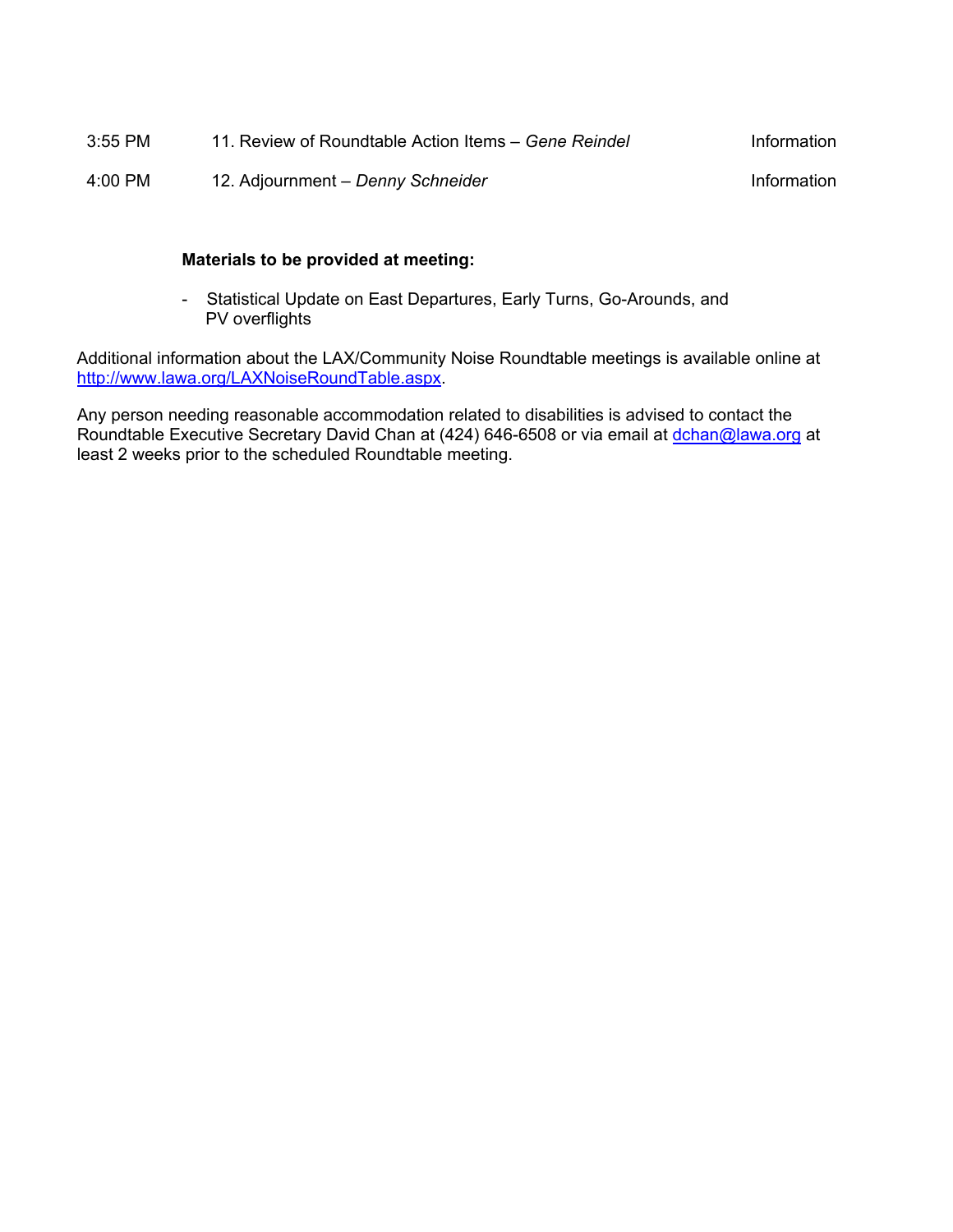| | | |
|---|---|---|
| 3:55 PM | 11. Review of Roundtable Action Items – *Gene Reindel* | Information |
| 4:00 PM | 12. Adjournment – *Denny Schneider* | Information |

**Materials to be provided at meeting:**

- Statistical Update on East Departures, Early Turns, Go-Arounds, and PV overflights

Additional information about the LAX/Community Noise Roundtable meetings is available online at http://www.lawa.org/LAXNoiseRoundTable.aspx.

Any person needing reasonable accommodation related to disabilities is advised to contact the Roundtable Executive Secretary David Chan at (424) 646-6508 or via email at dchan@lawa.org at least 2 weeks prior to the scheduled Roundtable meeting.